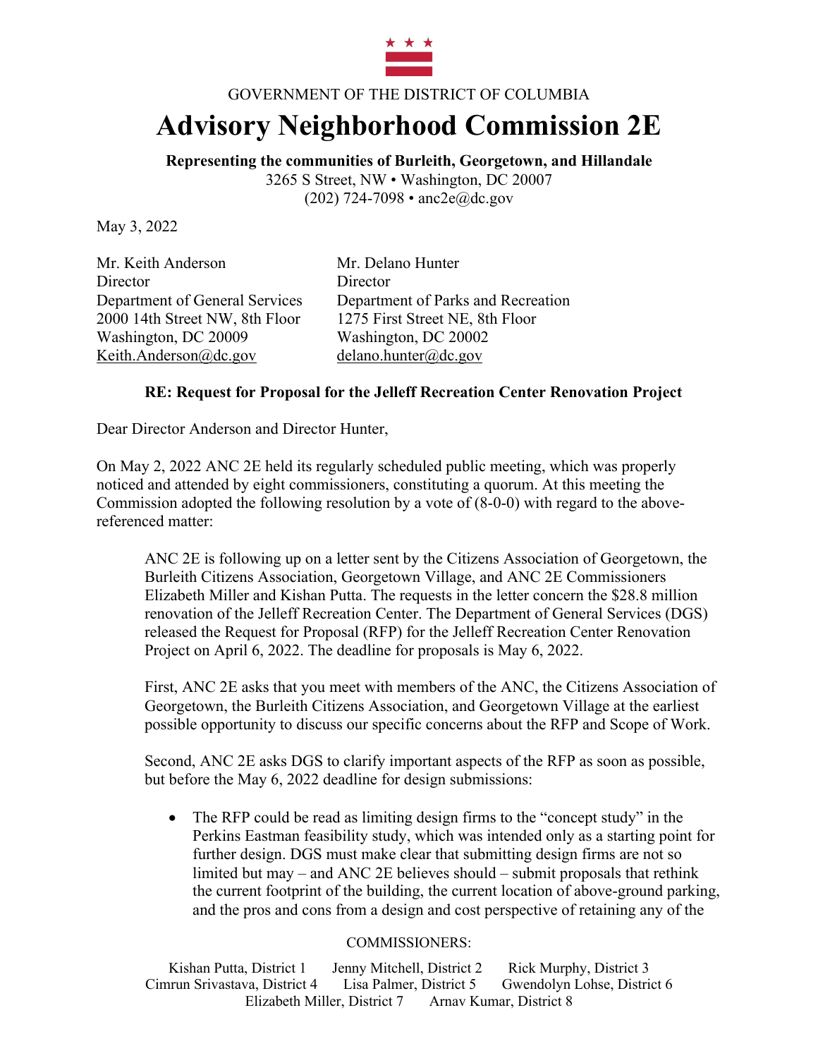GOVERNMENT OF THE DISTRICT OF COLUMBIA

# Advisory Neighborhood Commission 2E

**Representing the communities of Burleith, Georgetown, and Hillandale**

3265 S Street, NW • Washington, DC 20007

(202) 724-7098 • anc2e@dc.gov

May 3, 2022

Mr. Keith Anderson
Director
Department of General Services
2000 14th Street NW, 8th Floor
Washington, DC 20009
Keith.Anderson@dc.gov

Mr. Delano Hunter
Director
Department of Parks and Recreation
1275 First Street NE, 8th Floor
Washington, DC 20002
delano.hunter@dc.gov

**RE: Request for Proposal for the Jelleff Recreation Center Renovation Project**

Dear Director Anderson and Director Hunter,

On May 2, 2022 ANC 2E held its regularly scheduled public meeting, which was properly noticed and attended by eight commissioners, constituting a quorum. At this meeting the Commission adopted the following resolution by a vote of (8-0-0) with regard to the above-referenced matter:

> ANC 2E is following up on a letter sent by the Citizens Association of Georgetown, the Burleith Citizens Association, Georgetown Village, and ANC 2E Commissioners Elizabeth Miller and Kishan Putta. The requests in the letter concern the $28.8 million renovation of the Jelleff Recreation Center. The Department of General Services (DGS) released the Request for Proposal (RFP) for the Jelleff Recreation Center Renovation Project on April 6, 2022. The deadline for proposals is May 6, 2022.
>
> First, ANC 2E asks that you meet with members of the ANC, the Citizens Association of Georgetown, the Burleith Citizens Association, and Georgetown Village at the earliest possible opportunity to discuss our specific concerns about the RFP and Scope of Work.
>
> Second, ANC 2E asks DGS to clarify important aspects of the RFP as soon as possible, but before the May 6, 2022 deadline for design submissions:
>
> - The RFP could be read as limiting design firms to the "concept study" in the Perkins Eastman feasibility study, which was intended only as a starting point for further design. DGS must make clear that submitting design firms are not so limited but may – and ANC 2E believes should – submit proposals that rethink the current footprint of the building, the current location of above-ground parking, and the pros and cons from a design and cost perspective of retaining any of the

COMMISSIONERS:

Kishan Putta, District 1 Jenny Mitchell, District 2 Rick Murphy, District 3
Cimrun Srivastava, District 4 Lisa Palmer, District 5 Gwendolyn Lohse, District 6
Elizabeth Miller, District 7 Arnav Kumar, District 8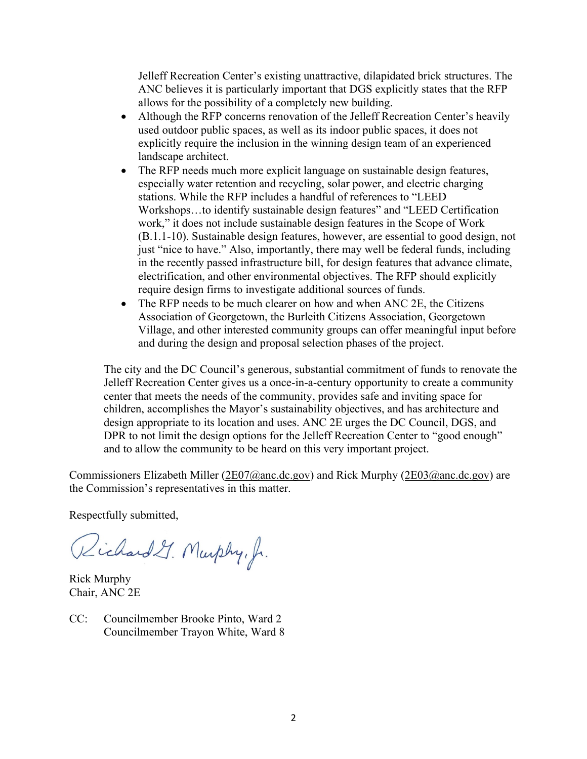Jelleff Recreation Center's existing unattractive, dilapidated brick structures. The ANC believes it is particularly important that DGS explicitly states that the RFP allows for the possibility of a completely new building.

- Although the RFP concerns renovation of the Jelleff Recreation Center's heavily used outdoor public spaces, as well as its indoor public spaces, it does not explicitly require the inclusion in the winning design team of an experienced landscape architect.
- The RFP needs much more explicit language on sustainable design features, especially water retention and recycling, solar power, and electric charging stations. While the RFP includes a handful of references to "LEED Workshops…to identify sustainable design features" and "LEED Certification work," it does not include sustainable design features in the Scope of Work (B.1.1-10). Sustainable design features, however, are essential to good design, not just "nice to have." Also, importantly, there may well be federal funds, including in the recently passed infrastructure bill, for design features that advance climate, electrification, and other environmental objectives. The RFP should explicitly require design firms to investigate additional sources of funds.
- The RFP needs to be much clearer on how and when ANC 2E, the Citizens Association of Georgetown, the Burleith Citizens Association, Georgetown Village, and other interested community groups can offer meaningful input before and during the design and proposal selection phases of the project.

The city and the DC Council's generous, substantial commitment of funds to renovate the Jelleff Recreation Center gives us a once-in-a-century opportunity to create a community center that meets the needs of the community, provides safe and inviting space for children, accomplishes the Mayor's sustainability objectives, and has architecture and design appropriate to its location and uses. ANC 2E urges the DC Council, DGS, and DPR to not limit the design options for the Jelleff Recreation Center to "good enough" and to allow the community to be heard on this very important project.

Commissioners Elizabeth Miller (2E07@anc.dc.gov) and Rick Murphy (2E03@anc.dc.gov) are the Commission's representatives in this matter.

Respectfully submitted,

Richard G. Murphy, Jr.

Rick Murphy
Chair, ANC 2E

CC: Councilmember Brooke Pinto, Ward 2
Councilmember Trayon White, Ward 8